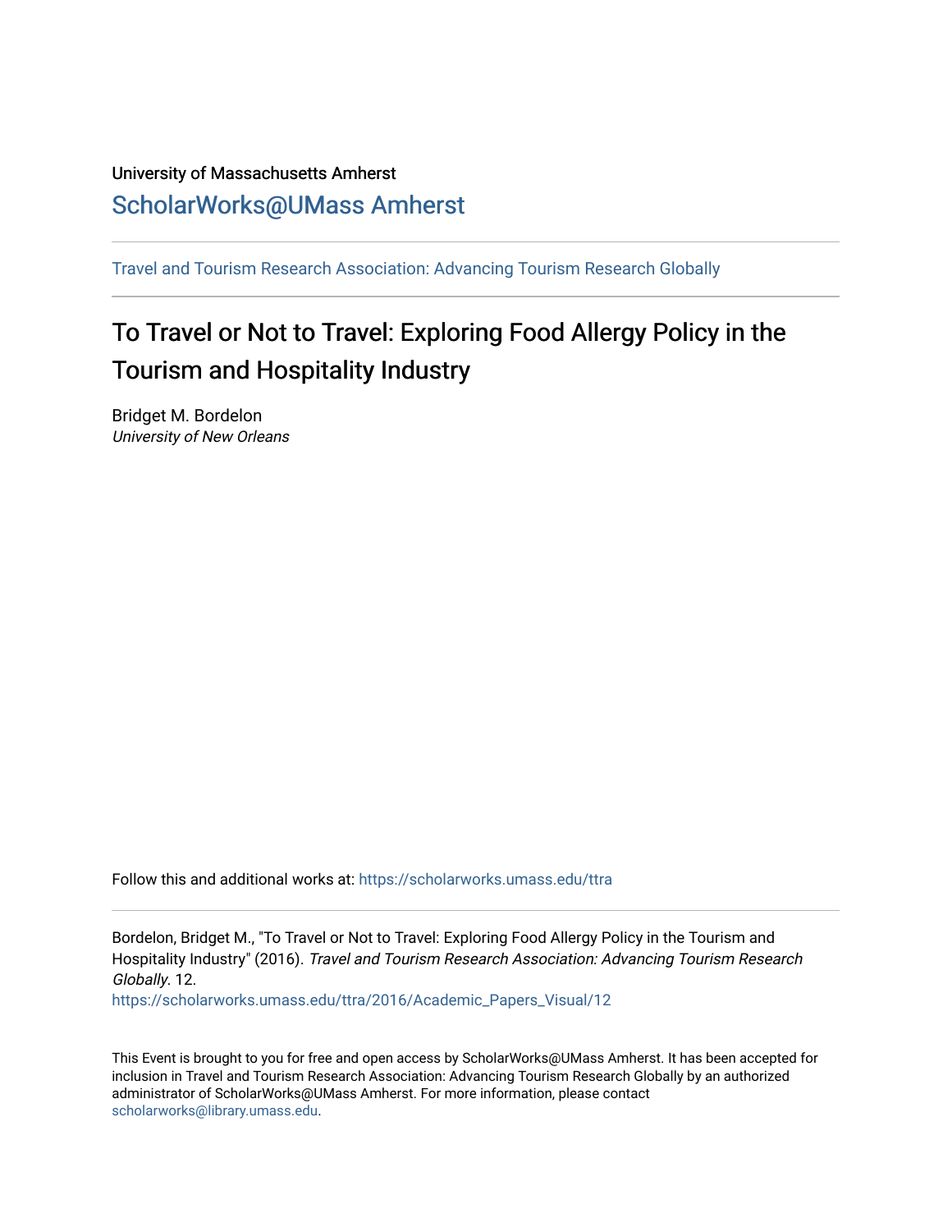University of Massachusetts Amherst

ScholarWorks@UMass Amherst

---

Travel and Tourism Research Association: Advancing Tourism Research Globally

---

# To Travel or Not to Travel: Exploring Food Allergy Policy in the Tourism and Hospitality Industry

Bridget M. Bordelon
*University of New Orleans*

Follow this and additional works at: https://scholarworks.umass.edu/ttra

---

Bordelon, Bridget M., "To Travel or Not to Travel: Exploring Food Allergy Policy in the Tourism and Hospitality Industry" (2016). *Travel and Tourism Research Association: Advancing Tourism Research Globally*. 12.
https://scholarworks.umass.edu/ttra/2016/Academic_Papers_Visual/12

This Event is brought to you for free and open access by ScholarWorks@UMass Amherst. It has been accepted for inclusion in Travel and Tourism Research Association: Advancing Tourism Research Globally by an authorized administrator of ScholarWorks@UMass Amherst. For more information, please contact scholarworks@library.umass.edu.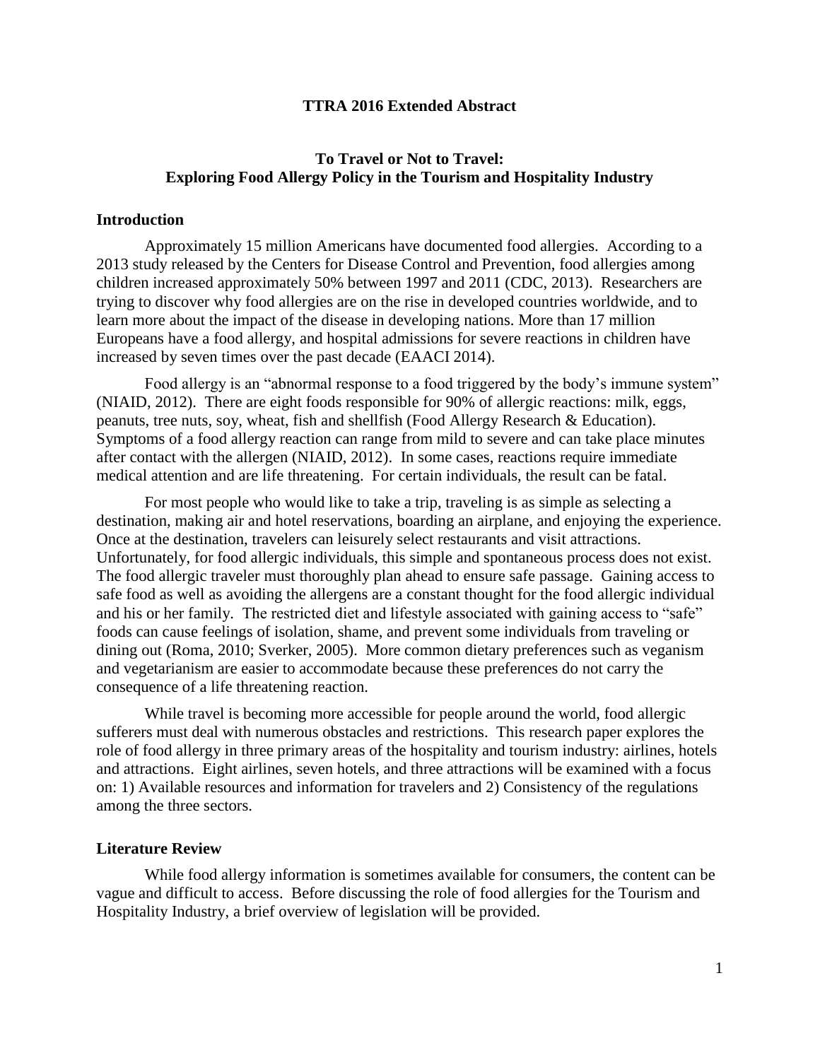**TTRA 2016 Extended Abstract**

# To Travel or Not to Travel: Exploring Food Allergy Policy in the Tourism and Hospitality Industry

## Introduction

Approximately 15 million Americans have documented food allergies. According to a 2013 study released by the Centers for Disease Control and Prevention, food allergies among children increased approximately 50% between 1997 and 2011 (CDC, 2013). Researchers are trying to discover why food allergies are on the rise in developed countries worldwide, and to learn more about the impact of the disease in developing nations. More than 17 million Europeans have a food allergy, and hospital admissions for severe reactions in children have increased by seven times over the past decade (EAACI 2014).

Food allergy is an "abnormal response to a food triggered by the body's immune system" (NIAID, 2012). There are eight foods responsible for 90% of allergic reactions: milk, eggs, peanuts, tree nuts, soy, wheat, fish and shellfish (Food Allergy Research & Education). Symptoms of a food allergy reaction can range from mild to severe and can take place minutes after contact with the allergen (NIAID, 2012). In some cases, reactions require immediate medical attention and are life threatening. For certain individuals, the result can be fatal.

For most people who would like to take a trip, traveling is as simple as selecting a destination, making air and hotel reservations, boarding an airplane, and enjoying the experience. Once at the destination, travelers can leisurely select restaurants and visit attractions. Unfortunately, for food allergic individuals, this simple and spontaneous process does not exist. The food allergic traveler must thoroughly plan ahead to ensure safe passage. Gaining access to safe food as well as avoiding the allergens are a constant thought for the food allergic individual and his or her family. The restricted diet and lifestyle associated with gaining access to "safe" foods can cause feelings of isolation, shame, and prevent some individuals from traveling or dining out (Roma, 2010; Sverker, 2005). More common dietary preferences such as veganism and vegetarianism are easier to accommodate because these preferences do not carry the consequence of a life threatening reaction.

While travel is becoming more accessible for people around the world, food allergic sufferers must deal with numerous obstacles and restrictions. This research paper explores the role of food allergy in three primary areas of the hospitality and tourism industry: airlines, hotels and attractions. Eight airlines, seven hotels, and three attractions will be examined with a focus on: 1) Available resources and information for travelers and 2) Consistency of the regulations among the three sectors.

## Literature Review

While food allergy information is sometimes available for consumers, the content can be vague and difficult to access. Before discussing the role of food allergies for the Tourism and Hospitality Industry, a brief overview of legislation will be provided.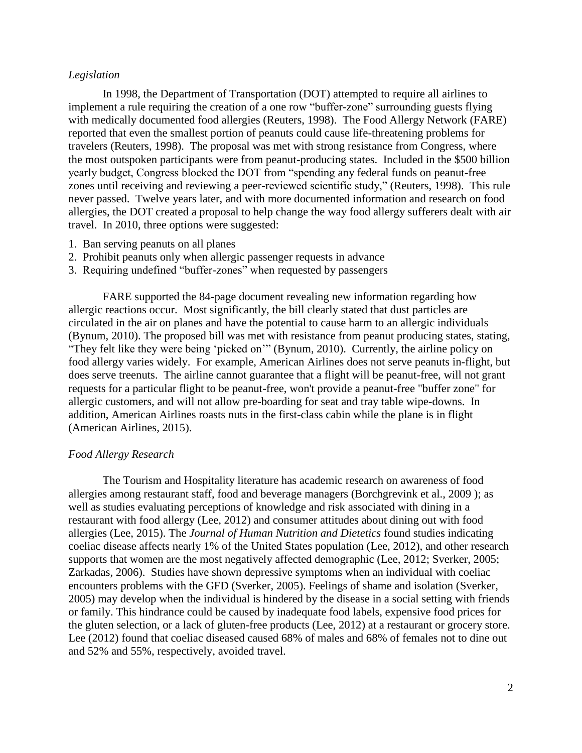### *Legislation*

In 1998, the Department of Transportation (DOT) attempted to require all airlines to implement a rule requiring the creation of a one row "buffer-zone" surrounding guests flying with medically documented food allergies (Reuters, 1998). The Food Allergy Network (FARE) reported that even the smallest portion of peanuts could cause life-threatening problems for travelers (Reuters, 1998). The proposal was met with strong resistance from Congress, where the most outspoken participants were from peanut-producing states. Included in the $500 billion yearly budget, Congress blocked the DOT from "spending any federal funds on peanut-free zones until receiving and reviewing a peer-reviewed scientific study," (Reuters, 1998). This rule never passed. Twelve years later, and with more documented information and research on food allergies, the DOT created a proposal to help change the way food allergy sufferers dealt with air travel. In 2010, three options were suggested:

1. Ban serving peanuts on all planes
2. Prohibit peanuts only when allergic passenger requests in advance
3. Requiring undefined "buffer-zones" when requested by passengers

FARE supported the 84-page document revealing new information regarding how allergic reactions occur. Most significantly, the bill clearly stated that dust particles are circulated in the air on planes and have the potential to cause harm to an allergic individuals (Bynum, 2010). The proposed bill was met with resistance from peanut producing states, stating, "They felt like they were being 'picked on'" (Bynum, 2010). Currently, the airline policy on food allergy varies widely. For example, American Airlines does not serve peanuts in-flight, but does serve treenuts. The airline cannot guarantee that a flight will be peanut-free, will not grant requests for a particular flight to be peanut-free, won't provide a peanut-free "buffer zone" for allergic customers, and will not allow pre-boarding for seat and tray table wipe-downs. In addition, American Airlines roasts nuts in the first-class cabin while the plane is in flight (American Airlines, 2015).

### *Food Allergy Research*

The Tourism and Hospitality literature has academic research on awareness of food allergies among restaurant staff, food and beverage managers (Borchgrevink et al., 2009 ); as well as studies evaluating perceptions of knowledge and risk associated with dining in a restaurant with food allergy (Lee, 2012) and consumer attitudes about dining out with food allergies (Lee, 2015). The *Journal of Human Nutrition and Dietetics* found studies indicating coeliac disease affects nearly 1% of the United States population (Lee, 2012), and other research supports that women are the most negatively affected demographic (Lee, 2012; Sverker, 2005; Zarkadas, 2006). Studies have shown depressive symptoms when an individual with coeliac encounters problems with the GFD (Sverker, 2005). Feelings of shame and isolation (Sverker, 2005) may develop when the individual is hindered by the disease in a social setting with friends or family. This hindrance could be caused by inadequate food labels, expensive food prices for the gluten selection, or a lack of gluten-free products (Lee, 2012) at a restaurant or grocery store. Lee (2012) found that coeliac diseased caused 68% of males and 68% of females not to dine out and 52% and 55%, respectively, avoided travel.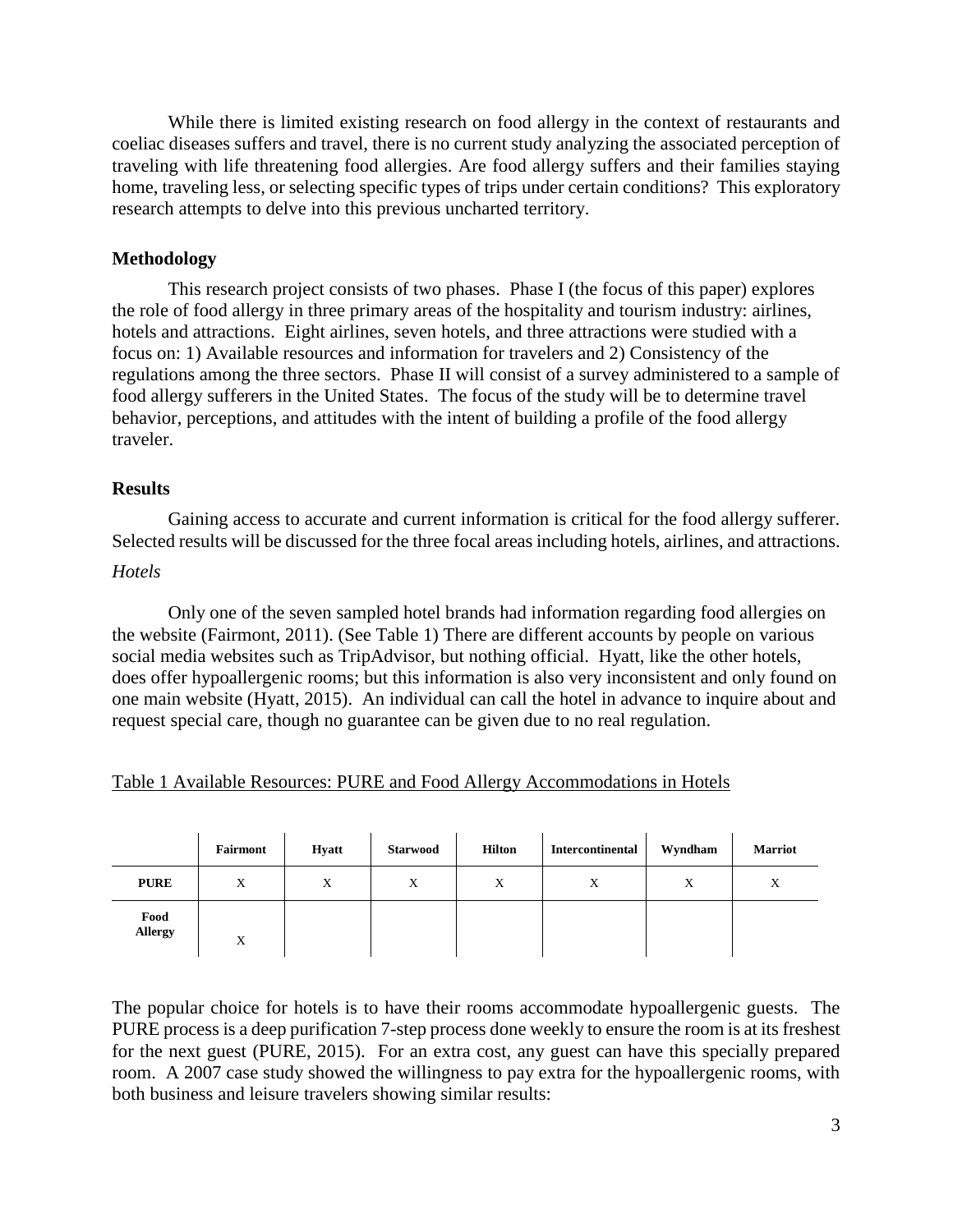While there is limited existing research on food allergy in the context of restaurants and coeliac diseases suffers and travel, there is no current study analyzing the associated perception of traveling with life threatening food allergies. Are food allergy suffers and their families staying home, traveling less, or selecting specific types of trips under certain conditions? This exploratory research attempts to delve into this previous uncharted territory.

### Methodology

This research project consists of two phases. Phase I (the focus of this paper) explores the role of food allergy in three primary areas of the hospitality and tourism industry: airlines, hotels and attractions. Eight airlines, seven hotels, and three attractions were studied with a focus on: 1) Available resources and information for travelers and 2) Consistency of the regulations among the three sectors. Phase II will consist of a survey administered to a sample of food allergy sufferers in the United States. The focus of the study will be to determine travel behavior, perceptions, and attitudes with the intent of building a profile of the food allergy traveler.

### Results

Gaining access to accurate and current information is critical for the food allergy sufferer. Selected results will be discussed for the three focal areas including hotels, airlines, and attractions.

*Hotels*

Only one of the seven sampled hotel brands had information regarding food allergies on the website (Fairmont, 2011). (See Table 1) There are different accounts by people on various social media websites such as TripAdvisor, but nothing official. Hyatt, like the other hotels, does offer hypoallergenic rooms; but this information is also very inconsistent and only found on one main website (Hyatt, 2015). An individual can call the hotel in advance to inquire about and request special care, though no guarantee can be given due to no real regulation.

Table 1 Available Resources: PURE and Food Allergy Accommodations in Hotels

| | Fairmont | Hyatt | Starwood | Hilton | Intercontinental | Wyndham | Marriot |
|---|---|---|---|---|---|---|---|
| **PURE** | X | X | X | X | X | X | X |
| **Food Allergy** | X | | | | | | |

The popular choice for hotels is to have their rooms accommodate hypoallergenic guests. The PURE process is a deep purification 7-step process done weekly to ensure the room is at its freshest for the next guest (PURE, 2015). For an extra cost, any guest can have this specially prepared room. A 2007 case study showed the willingness to pay extra for the hypoallergenic rooms, with both business and leisure travelers showing similar results: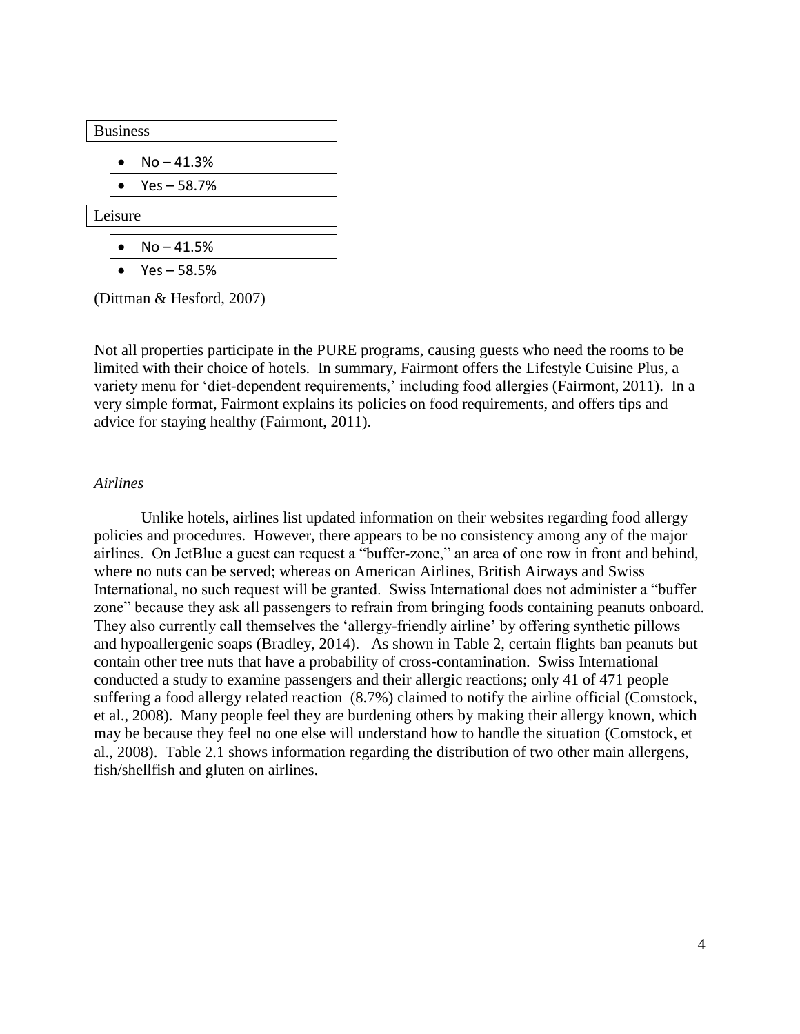Business

- No – 41.3%
- Yes – 58.7%

Leisure

- No – 41.5%
- Yes – 58.5%

(Dittman & Hesford, 2007)

Not all properties participate in the PURE programs, causing guests who need the rooms to be limited with their choice of hotels. In summary, Fairmont offers the Lifestyle Cuisine Plus, a variety menu for 'diet-dependent requirements,' including food allergies (Fairmont, 2011). In a very simple format, Fairmont explains its policies on food requirements, and offers tips and advice for staying healthy (Fairmont, 2011).

*Airlines*

Unlike hotels, airlines list updated information on their websites regarding food allergy policies and procedures. However, there appears to be no consistency among any of the major airlines. On JetBlue a guest can request a "buffer-zone," an area of one row in front and behind, where no nuts can be served; whereas on American Airlines, British Airways and Swiss International, no such request will be granted. Swiss International does not administer a "buffer zone" because they ask all passengers to refrain from bringing foods containing peanuts onboard. They also currently call themselves the 'allergy-friendly airline' by offering synthetic pillows and hypoallergenic soaps (Bradley, 2014). As shown in Table 2, certain flights ban peanuts but contain other tree nuts that have a probability of cross-contamination. Swiss International conducted a study to examine passengers and their allergic reactions; only 41 of 471 people suffering a food allergy related reaction (8.7%) claimed to notify the airline official (Comstock, et al., 2008). Many people feel they are burdening others by making their allergy known, which may be because they feel no one else will understand how to handle the situation (Comstock, et al., 2008). Table 2.1 shows information regarding the distribution of two other main allergens, fish/shellfish and gluten on airlines.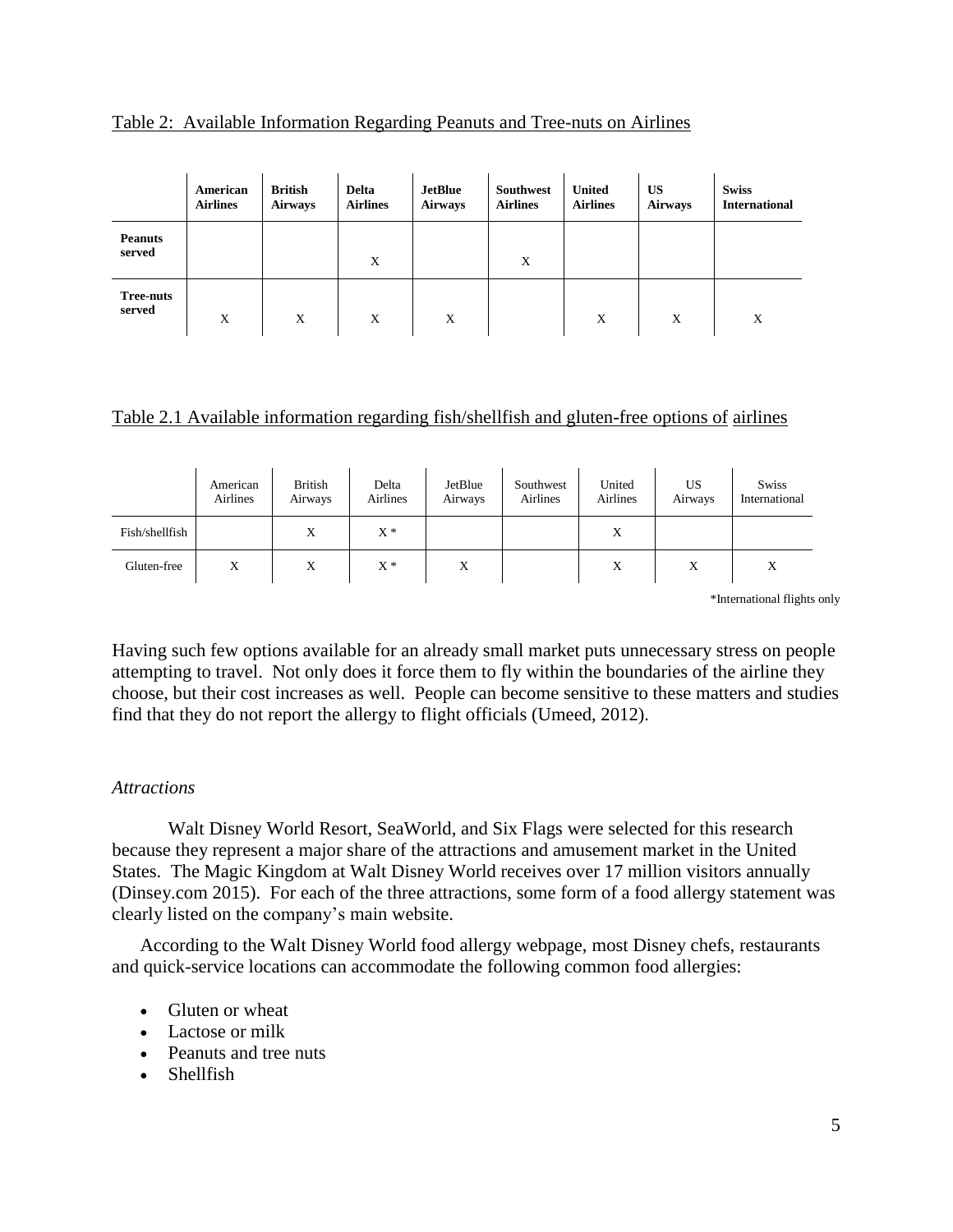Table 2: Available Information Regarding Peanuts and Tree-nuts on Airlines

| | **American Airlines** | **British Airways** | **Delta Airlines** | **JetBlue Airways** | **Southwest Airlines** | **United Airlines** | **US Airways** | **Swiss International** |
|---|---|---|---|---|---|---|---|---|
| **Peanuts served** | | | X | | X | | | |
| **Tree-nuts served** | X | X | X | X | | X | X | X |

Table 2.1 Available information regarding fish/shellfish and gluten-free options of airlines

| | American Airlines | British Airways | Delta Airlines | JetBlue Airways | Southwest Airlines | United Airlines | US Airways | Swiss International |
|---|---|---|---|---|---|---|---|---|
| Fish/shellfish | | X | X * | | | X | | |
| Gluten-free | X | X | X * | X | | X | X | X |

*International flights only

Having such few options available for an already small market puts unnecessary stress on people attempting to travel. Not only does it force them to fly within the boundaries of the airline they choose, but their cost increases as well. People can become sensitive to these matters and studies find that they do not report the allergy to flight officials (Umeed, 2012).

*Attractions*

Walt Disney World Resort, SeaWorld, and Six Flags were selected for this research because they represent a major share of the attractions and amusement market in the United States. The Magic Kingdom at Walt Disney World receives over 17 million visitors annually (Dinsey.com 2015). For each of the three attractions, some form of a food allergy statement was clearly listed on the company's main website.

According to the Walt Disney World food allergy webpage, most Disney chefs, restaurants and quick-service locations can accommodate the following common food allergies:

- Gluten or wheat
- Lactose or milk
- Peanuts and tree nuts
- Shellfish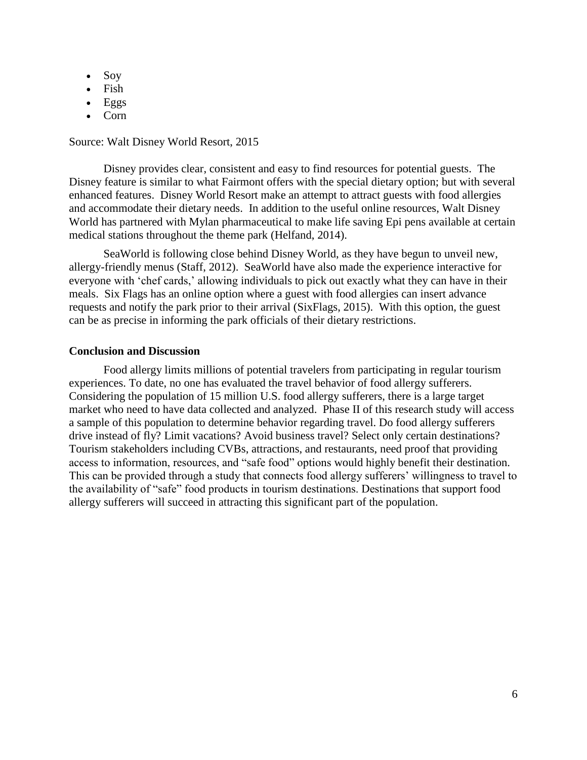- Soy
- Fish
- Eggs
- Corn

Source: Walt Disney World Resort, 2015

Disney provides clear, consistent and easy to find resources for potential guests. The Disney feature is similar to what Fairmont offers with the special dietary option; but with several enhanced features. Disney World Resort make an attempt to attract guests with food allergies and accommodate their dietary needs. In addition to the useful online resources, Walt Disney World has partnered with Mylan pharmaceutical to make life saving Epi pens available at certain medical stations throughout the theme park (Helfand, 2014).

SeaWorld is following close behind Disney World, as they have begun to unveil new, allergy-friendly menus (Staff, 2012). SeaWorld have also made the experience interactive for everyone with 'chef cards,' allowing individuals to pick out exactly what they can have in their meals. Six Flags has an online option where a guest with food allergies can insert advance requests and notify the park prior to their arrival (SixFlags, 2015). With this option, the guest can be as precise in informing the park officials of their dietary restrictions.

**Conclusion and Discussion**

Food allergy limits millions of potential travelers from participating in regular tourism experiences. To date, no one has evaluated the travel behavior of food allergy sufferers. Considering the population of 15 million U.S. food allergy sufferers, there is a large target market who need to have data collected and analyzed. Phase II of this research study will access a sample of this population to determine behavior regarding travel. Do food allergy sufferers drive instead of fly? Limit vacations? Avoid business travel? Select only certain destinations? Tourism stakeholders including CVBs, attractions, and restaurants, need proof that providing access to information, resources, and "safe food" options would highly benefit their destination. This can be provided through a study that connects food allergy sufferers' willingness to travel to the availability of "safe" food products in tourism destinations. Destinations that support food allergy sufferers will succeed in attracting this significant part of the population.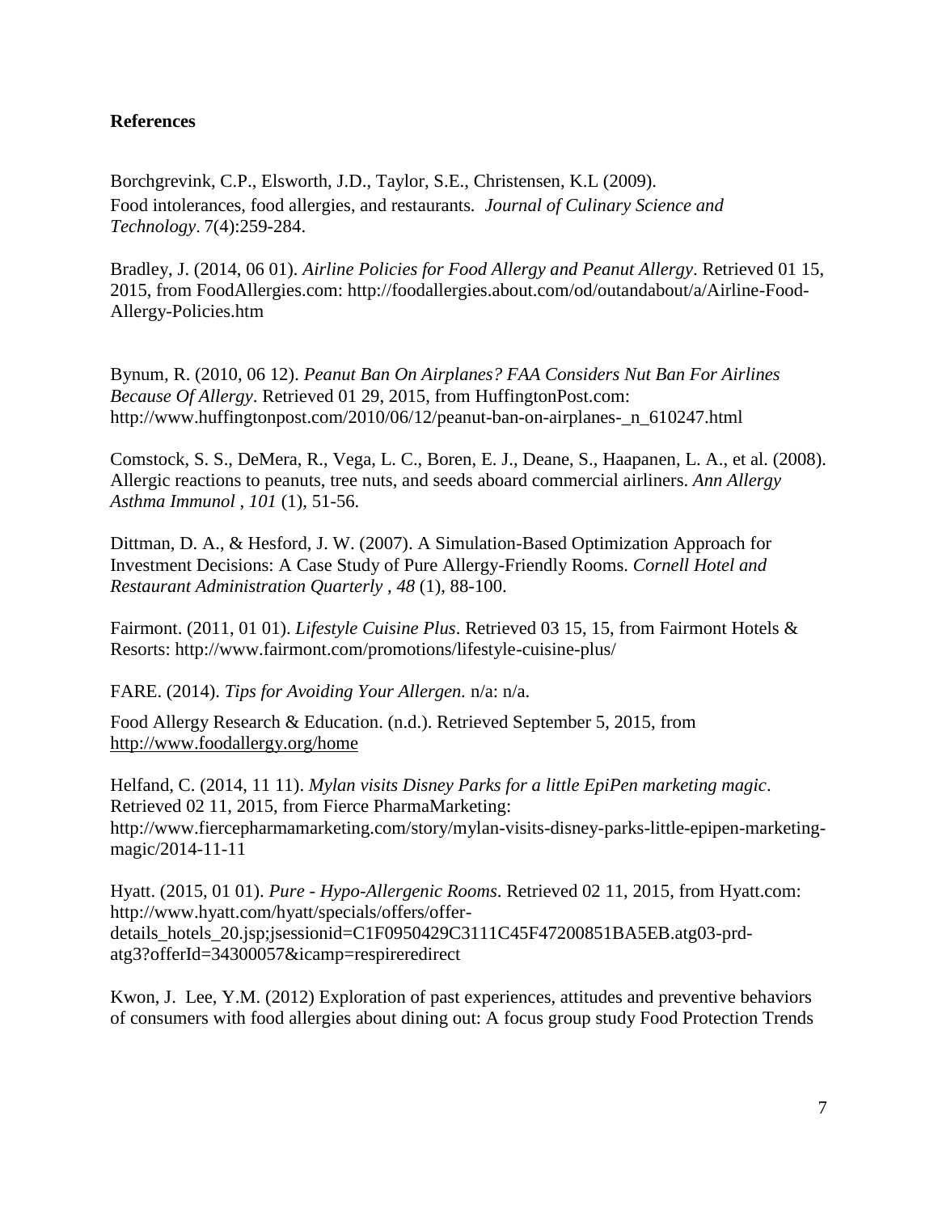**References**

Borchgrevink, C.P., Elsworth, J.D., Taylor, S.E., Christensen, K.L (2009). Food intolerances, food allergies, and restaurants. *Journal of Culinary Science and Technology*. 7(4):259-284.

Bradley, J. (2014, 06 01). *Airline Policies for Food Allergy and Peanut Allergy*. Retrieved 01 15, 2015, from FoodAllergies.com: http://foodallergies.about.com/od/outandabout/a/Airline-Food-Allergy-Policies.htm

Bynum, R. (2010, 06 12). *Peanut Ban On Airplanes? FAA Considers Nut Ban For Airlines Because Of Allergy*. Retrieved 01 29, 2015, from HuffingtonPost.com: http://www.huffingtonpost.com/2010/06/12/peanut-ban-on-airplanes-_n_610247.html

Comstock, S. S., DeMera, R., Vega, L. C., Boren, E. J., Deane, S., Haapanen, L. A., et al. (2008). Allergic reactions to peanuts, tree nuts, and seeds aboard commercial airliners. *Ann Allergy Asthma Immunol , 101* (1), 51-56.

Dittman, D. A., & Hesford, J. W. (2007). A Simulation-Based Optimization Approach for Investment Decisions: A Case Study of Pure Allergy-Friendly Rooms. *Cornell Hotel and Restaurant Administration Quarterly , 48* (1), 88-100.

Fairmont. (2011, 01 01). *Lifestyle Cuisine Plus*. Retrieved 03 15, 15, from Fairmont Hotels & Resorts: http://www.fairmont.com/promotions/lifestyle-cuisine-plus/

FARE. (2014). *Tips for Avoiding Your Allergen.* n/a: n/a.

Food Allergy Research & Education. (n.d.). Retrieved September 5, 2015, from http://www.foodallergy.org/home

Helfand, C. (2014, 11 11). *Mylan visits Disney Parks for a little EpiPen marketing magic*. Retrieved 02 11, 2015, from Fierce PharmaMarketing: http://www.fiercepharmamarketing.com/story/mylan-visits-disney-parks-little-epipen-marketing-magic/2014-11-11

Hyatt. (2015, 01 01). *Pure - Hypo-Allergenic Rooms*. Retrieved 02 11, 2015, from Hyatt.com: http://www.hyatt.com/hyatt/specials/offers/offer-details_hotels_20.jsp;jsessionid=C1F0950429C3111C45F47200851BA5EB.atg03-prd-atg3?offerId=34300057&icamp=respireredirect

Kwon, J. Lee, Y.M. (2012) Exploration of past experiences, attitudes and preventive behaviors of consumers with food allergies about dining out: A focus group study Food Protection Trends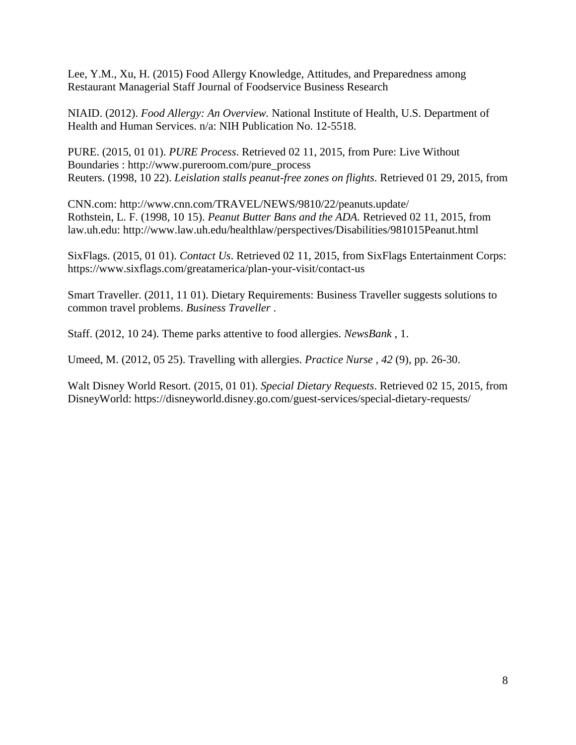Lee, Y.M., Xu, H. (2015) Food Allergy Knowledge, Attitudes, and Preparedness among Restaurant Managerial Staff Journal of Foodservice Business Research

NIAID. (2012). *Food Allergy: An Overview.* National Institute of Health, U.S. Department of Health and Human Services. n/a: NIH Publication No. 12-5518.

PURE. (2015, 01 01). *PURE Process*. Retrieved 02 11, 2015, from Pure: Live Without Boundaries : http://www.pureroom.com/pure_process
Reuters. (1998, 10 22). *Leislation stalls peanut-free zones on flights*. Retrieved 01 29, 2015, from

CNN.com: http://www.cnn.com/TRAVEL/NEWS/9810/22/peanuts.update/
Rothstein, L. F. (1998, 10 15). *Peanut Butter Bans and the ADA.* Retrieved 02 11, 2015, from law.uh.edu: http://www.law.uh.edu/healthlaw/perspectives/Disabilities/981015Peanut.html

SixFlags. (2015, 01 01). *Contact Us*. Retrieved 02 11, 2015, from SixFlags Entertainment Corps: https://www.sixflags.com/greatamerica/plan-your-visit/contact-us

Smart Traveller. (2011, 11 01). Dietary Requirements: Business Traveller suggests solutions to common travel problems. *Business Traveller* .

Staff. (2012, 10 24). Theme parks attentive to food allergies. *NewsBank* , 1.

Umeed, M. (2012, 05 25). Travelling with allergies. *Practice Nurse* , *42* (9), pp. 26-30.

Walt Disney World Resort. (2015, 01 01). *Special Dietary Requests*. Retrieved 02 15, 2015, from DisneyWorld: https://disneyworld.disney.go.com/guest-services/special-dietary-requests/